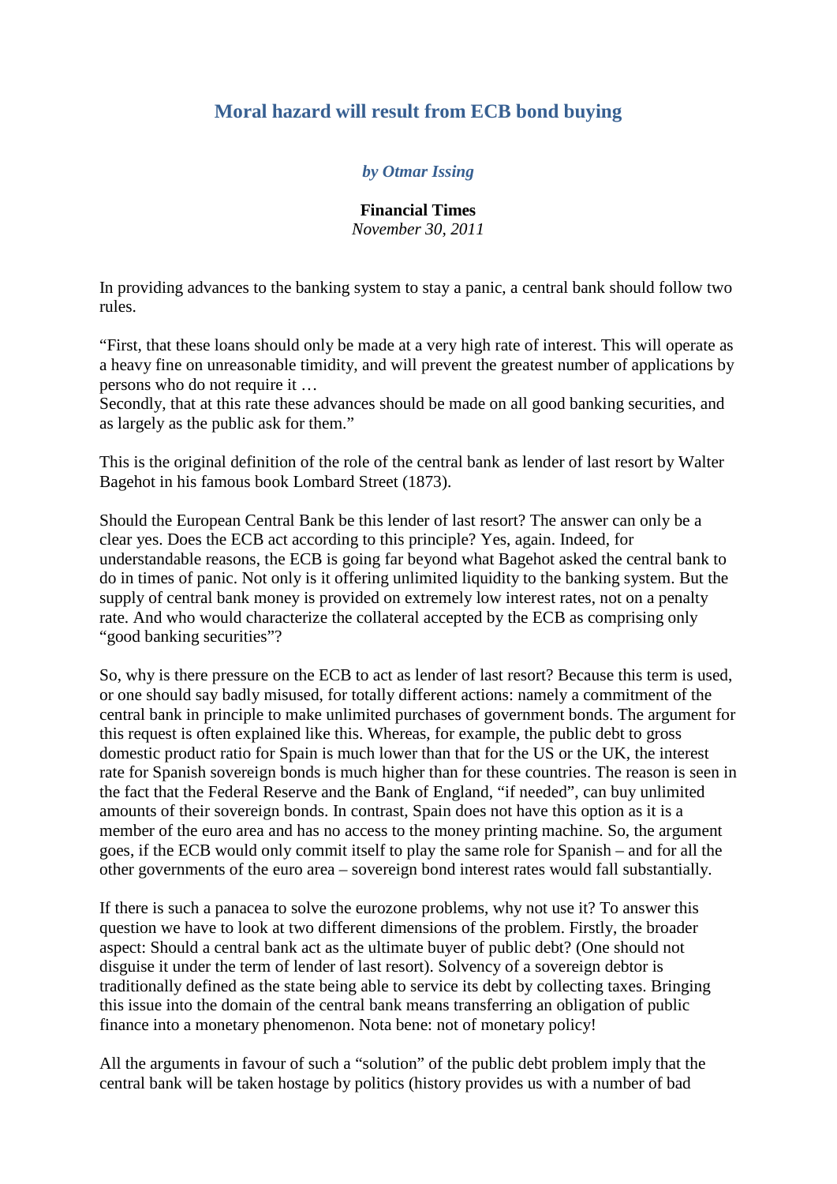# Moral hazard will result from ECB bond buying

***by Otmar Issing***

**Financial Times**
*November 30, 2011*

In providing advances to the banking system to stay a panic, a central bank should follow two rules.

"First, that these loans should only be made at a very high rate of interest. This will operate as a heavy fine on unreasonable timidity, and will prevent the greatest number of applications by persons who do not require it …
Secondly, that at this rate these advances should be made on all good banking securities, and as largely as the public ask for them."

This is the original definition of the role of the central bank as lender of last resort by Walter Bagehot in his famous book Lombard Street (1873).

Should the European Central Bank be this lender of last resort? The answer can only be a clear yes. Does the ECB act according to this principle? Yes, again. Indeed, for understandable reasons, the ECB is going far beyond what Bagehot asked the central bank to do in times of panic. Not only is it offering unlimited liquidity to the banking system. But the supply of central bank money is provided on extremely low interest rates, not on a penalty rate. And who would characterize the collateral accepted by the ECB as comprising only "good banking securities"?

So, why is there pressure on the ECB to act as lender of last resort? Because this term is used, or one should say badly misused, for totally different actions: namely a commitment of the central bank in principle to make unlimited purchases of government bonds. The argument for this request is often explained like this. Whereas, for example, the public debt to gross domestic product ratio for Spain is much lower than that for the US or the UK, the interest rate for Spanish sovereign bonds is much higher than for these countries. The reason is seen in the fact that the Federal Reserve and the Bank of England, "if needed", can buy unlimited amounts of their sovereign bonds. In contrast, Spain does not have this option as it is a member of the euro area and has no access to the money printing machine. So, the argument goes, if the ECB would only commit itself to play the same role for Spanish – and for all the other governments of the euro area – sovereign bond interest rates would fall substantially.

If there is such a panacea to solve the eurozone problems, why not use it? To answer this question we have to look at two different dimensions of the problem. Firstly, the broader aspect: Should a central bank act as the ultimate buyer of public debt? (One should not disguise it under the term of lender of last resort). Solvency of a sovereign debtor is traditionally defined as the state being able to service its debt by collecting taxes. Bringing this issue into the domain of the central bank means transferring an obligation of public finance into a monetary phenomenon. Nota bene: not of monetary policy!

All the arguments in favour of such a "solution" of the public debt problem imply that the central bank will be taken hostage by politics (history provides us with a number of bad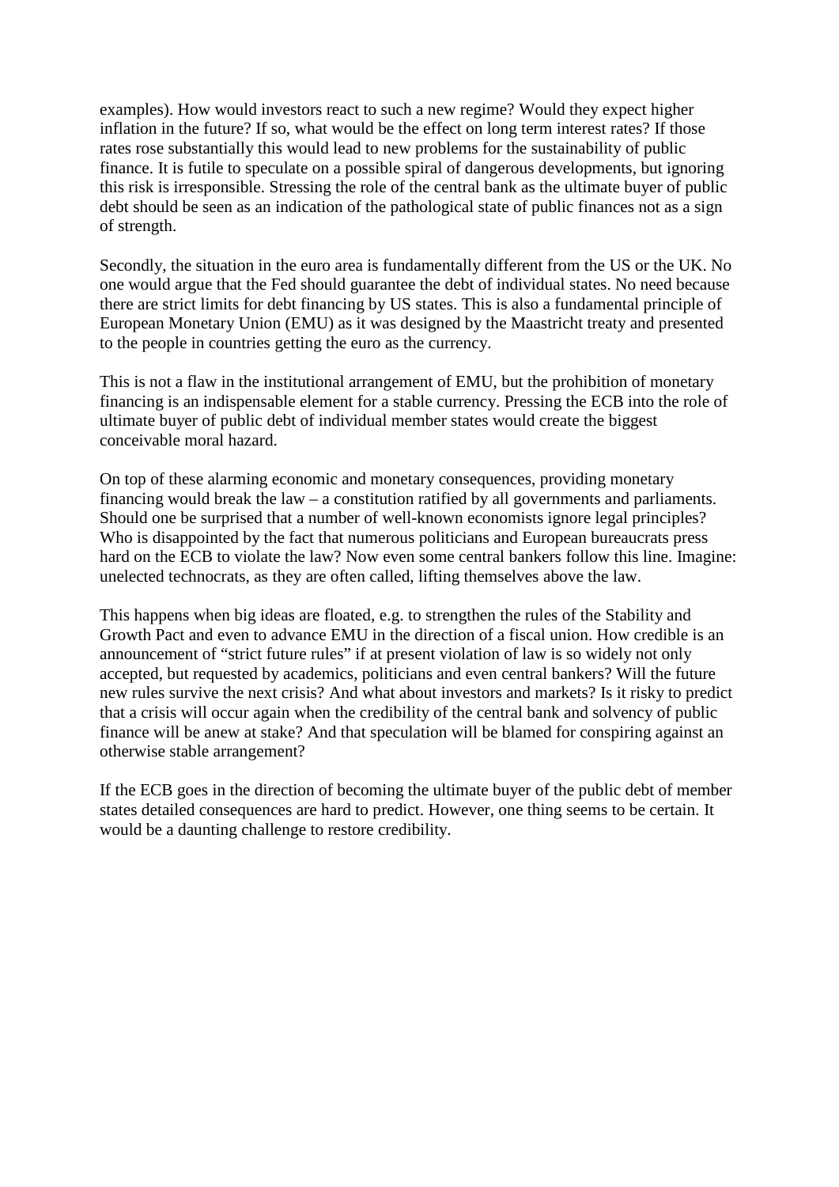examples). How would investors react to such a new regime? Would they expect higher inflation in the future? If so, what would be the effect on long term interest rates? If those rates rose substantially this would lead to new problems for the sustainability of public finance. It is futile to speculate on a possible spiral of dangerous developments, but ignoring this risk is irresponsible. Stressing the role of the central bank as the ultimate buyer of public debt should be seen as an indication of the pathological state of public finances not as a sign of strength.

Secondly, the situation in the euro area is fundamentally different from the US or the UK. No one would argue that the Fed should guarantee the debt of individual states. No need because there are strict limits for debt financing by US states. This is also a fundamental principle of European Monetary Union (EMU) as it was designed by the Maastricht treaty and presented to the people in countries getting the euro as the currency.

This is not a flaw in the institutional arrangement of EMU, but the prohibition of monetary financing is an indispensable element for a stable currency. Pressing the ECB into the role of ultimate buyer of public debt of individual member states would create the biggest conceivable moral hazard.

On top of these alarming economic and monetary consequences, providing monetary financing would break the law – a constitution ratified by all governments and parliaments. Should one be surprised that a number of well-known economists ignore legal principles? Who is disappointed by the fact that numerous politicians and European bureaucrats press hard on the ECB to violate the law? Now even some central bankers follow this line. Imagine: unelected technocrats, as they are often called, lifting themselves above the law.

This happens when big ideas are floated, e.g. to strengthen the rules of the Stability and Growth Pact and even to advance EMU in the direction of a fiscal union. How credible is an announcement of "strict future rules" if at present violation of law is so widely not only accepted, but requested by academics, politicians and even central bankers? Will the future new rules survive the next crisis? And what about investors and markets? Is it risky to predict that a crisis will occur again when the credibility of the central bank and solvency of public finance will be anew at stake? And that speculation will be blamed for conspiring against an otherwise stable arrangement?

If the ECB goes in the direction of becoming the ultimate buyer of the public debt of member states detailed consequences are hard to predict. However, one thing seems to be certain. It would be a daunting challenge to restore credibility.